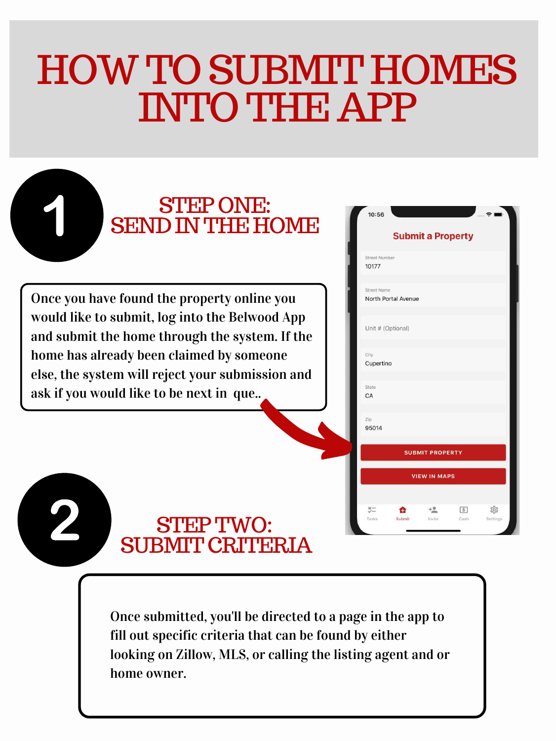# HOW TO SUBMIT HOMES INTO THE APP

## 1 STEP ONE: SEND IN THE HOME

Once you have found the property online you would like to submit, log into the Belwood App and submit the home through the system. If the home has already been claimed by someone else, the system will reject your submission and ask if you would like to be next in que..

10:56

**Submit a Property**

Street Number
10177

Street Name
North Portal Avenue

Unit # (Optional)

City
Cupertino

State
CA

Zip
95014

SUBMIT PROPERTY

VIEW IN MAPS

Tasks | Submit | Invite | Cash | Settings

## 2 STEP TWO: SUBMIT CRITERIA

Once submitted, you'll be directed to a page in the app to fill out specific criteria that can be found by either looking on Zillow, MLS, or calling the listing agent and or home owner.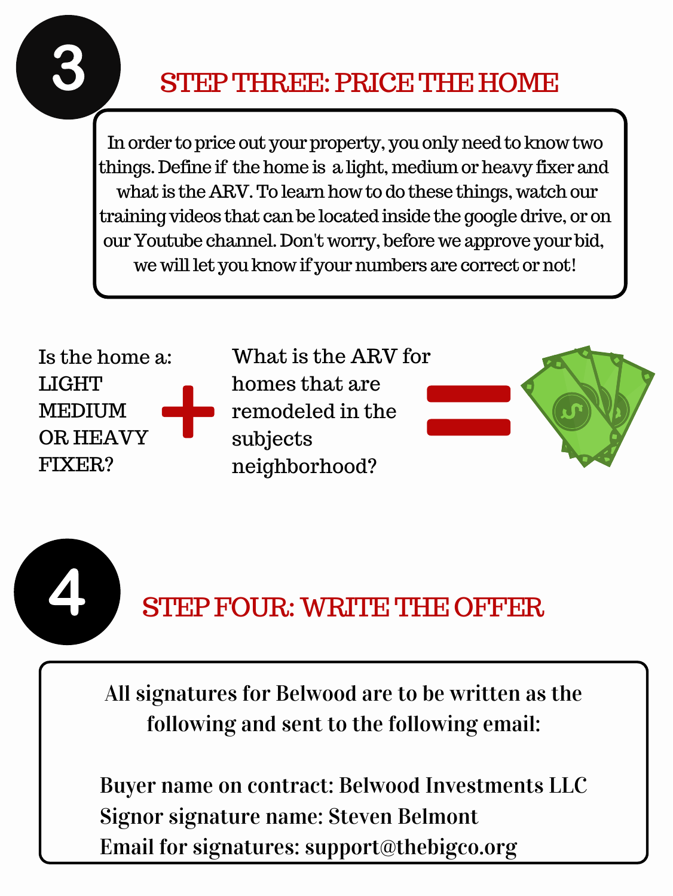## 3 STEP THREE: PRICE THE HOME

In order to price out your property, you only need to know two things. Define if the home is a light, medium or heavy fixer and what is the ARV. To learn how to do these things, watch our training videos that can be located inside the google drive, or on our Youtube channel. Don't worry, before we approve your bid, we will let you know if your numbers are correct or not!

Is the home a: LIGHT MEDIUM OR HEAVY FIXER? + What is the ARV for homes that are remodeled in the subjects neighborhood? =

## 4 STEP FOUR: WRITE THE OFFER

All signatures for Belwood are to be written as the following and sent to the following email:

Buyer name on contract: Belwood Investments LLC
Signor signature name: Steven Belmont
Email for signatures: support@thebigco.org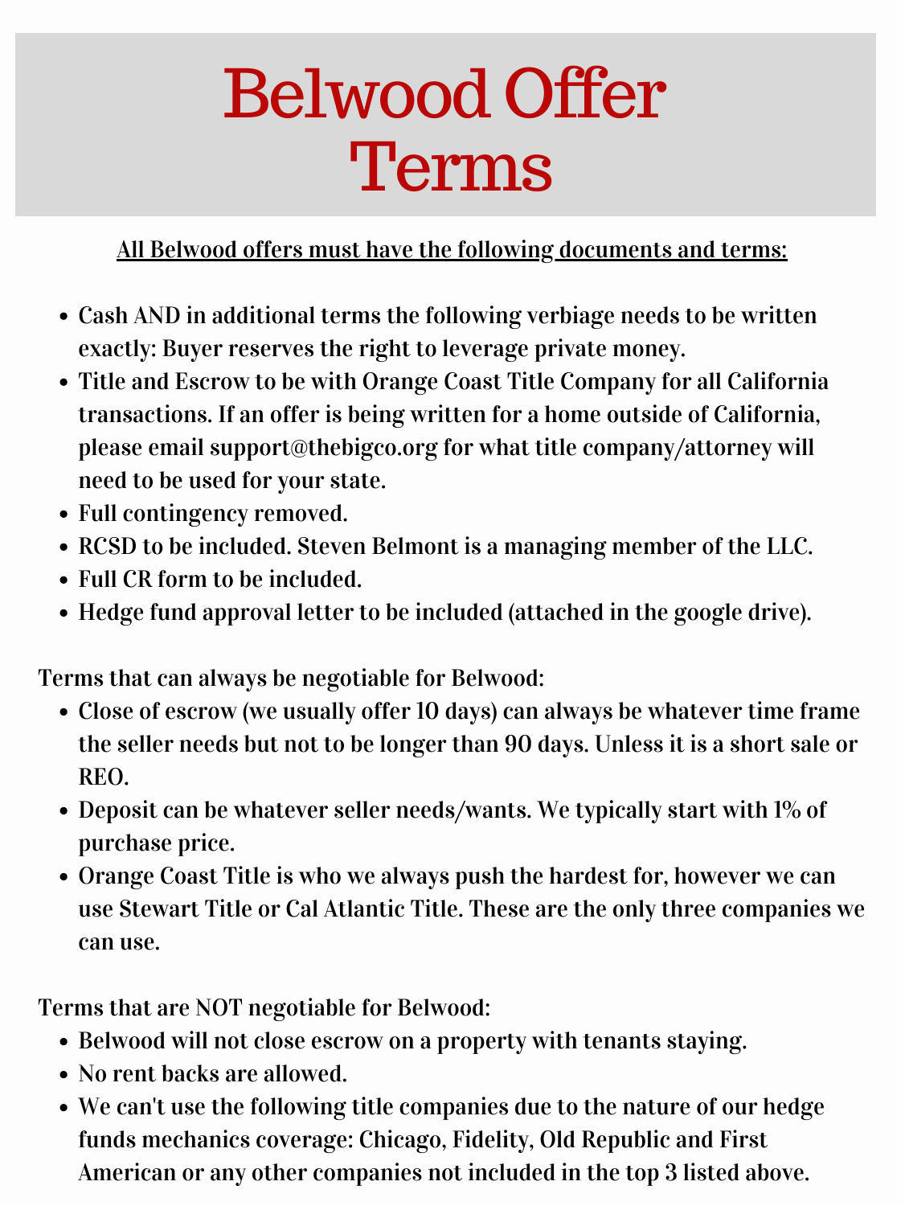# Belwood Offer Terms

<u>**All Belwood offers must have the following documents and terms:**</u>

- **Cash AND in additional terms the following verbiage needs to be written exactly: Buyer reserves the right to leverage private money.**
- **Title and Escrow to be with Orange Coast Title Company for all California transactions. If an offer is being written for a home outside of California, please email support@thebigco.org for what title company/attorney will need to be used for your state.**
- **Full contingency removed.**
- **RCSD to be included. Steven Belmont is a managing member of the LLC.**
- **Full CR form to be included.**
- **Hedge fund approval letter to be included (attached in the google drive).**

Terms that can always be negotiable for Belwood:

- Close of escrow (we usually offer 10 days) can always be whatever time frame the seller needs but not to be longer than 90 days. Unless it is a short sale or REO.
- Deposit can be whatever seller needs/wants. We typically start with 1% of purchase price.
- Orange Coast Title is who we always push the hardest for, however we can use Stewart Title or Cal Atlantic Title. These are the only three companies we can use.

Terms that are NOT negotiable for Belwood:

- Belwood will not close escrow on a property with tenants staying.
- No rent backs are allowed.
- We can't use the following title companies due to the nature of our hedge funds mechanics coverage: Chicago, Fidelity, Old Republic and First American or any other companies not included in the top 3 listed above.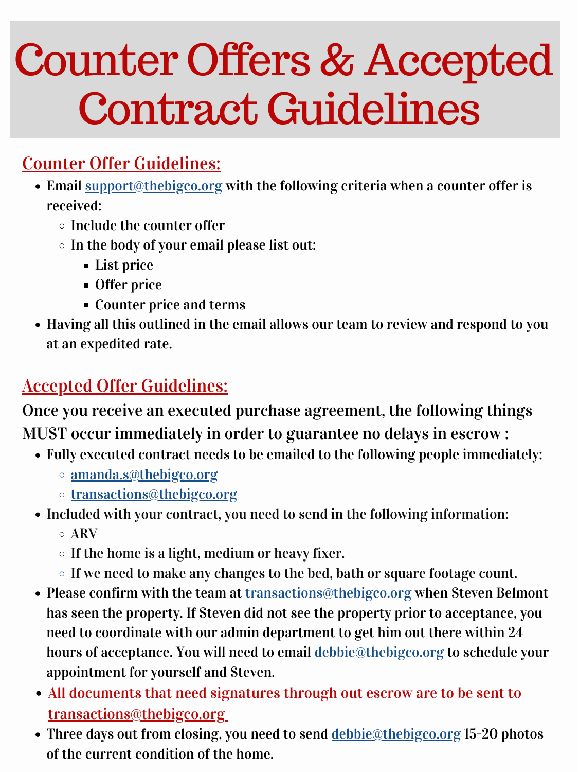# Counter Offers & Accepted Contract Guidelines

## Counter Offer Guidelines:

- Email support@thebigco.org with the following criteria when a counter offer is received:
  - Include the counter offer
  - In the body of your email please list out:
    - List price
    - Offer price
    - Counter price and terms
- Having all this outlined in the email allows our team to review and respond to you at an expedited rate.

## Accepted Offer Guidelines:

Once you receive an executed purchase agreement, the following things MUST occur immediately in order to guarantee no delays in escrow :

- Fully executed contract needs to be emailed to the following people immediately:
  - amanda.s@thebigco.org
  - transactions@thebigco.org
- Included with your contract, you need to send in the following information:
  - ARV
  - If the home is a light, medium or heavy fixer.
  - If we need to make any changes to the bed, bath or square footage count.
- Please confirm with the team at transactions@thebigco.org when Steven Belmont has seen the property. If Steven did not see the property prior to acceptance, you need to coordinate with our admin department to get him out there within 24 hours of acceptance. You will need to email debbie@thebigco.org to schedule your appointment for yourself and Steven.
- All documents that need signatures through out escrow are to be sent to transactions@thebigco.org
- Three days out from closing, you need to send debbie@thebigco.org 15-20 photos of the current condition of the home.